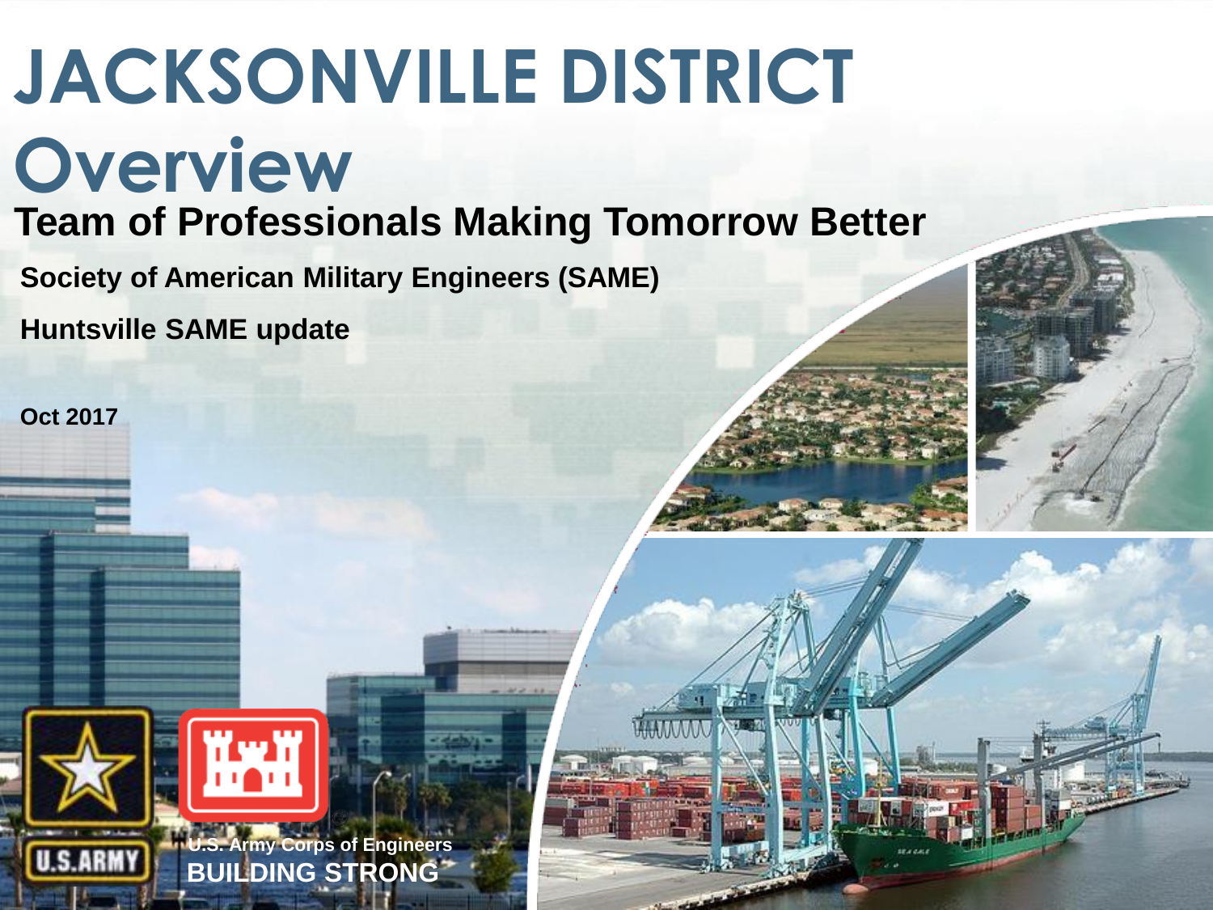# JACKSONVILLE DISTRICT Overview

## Team of Professionals Making Tomorrow Better

**Society of American Military Engineers (SAME)**

**Huntsville SAME update**

**Oct 2017**

U.S. Army Corps of Engineers
BUILDING STRONG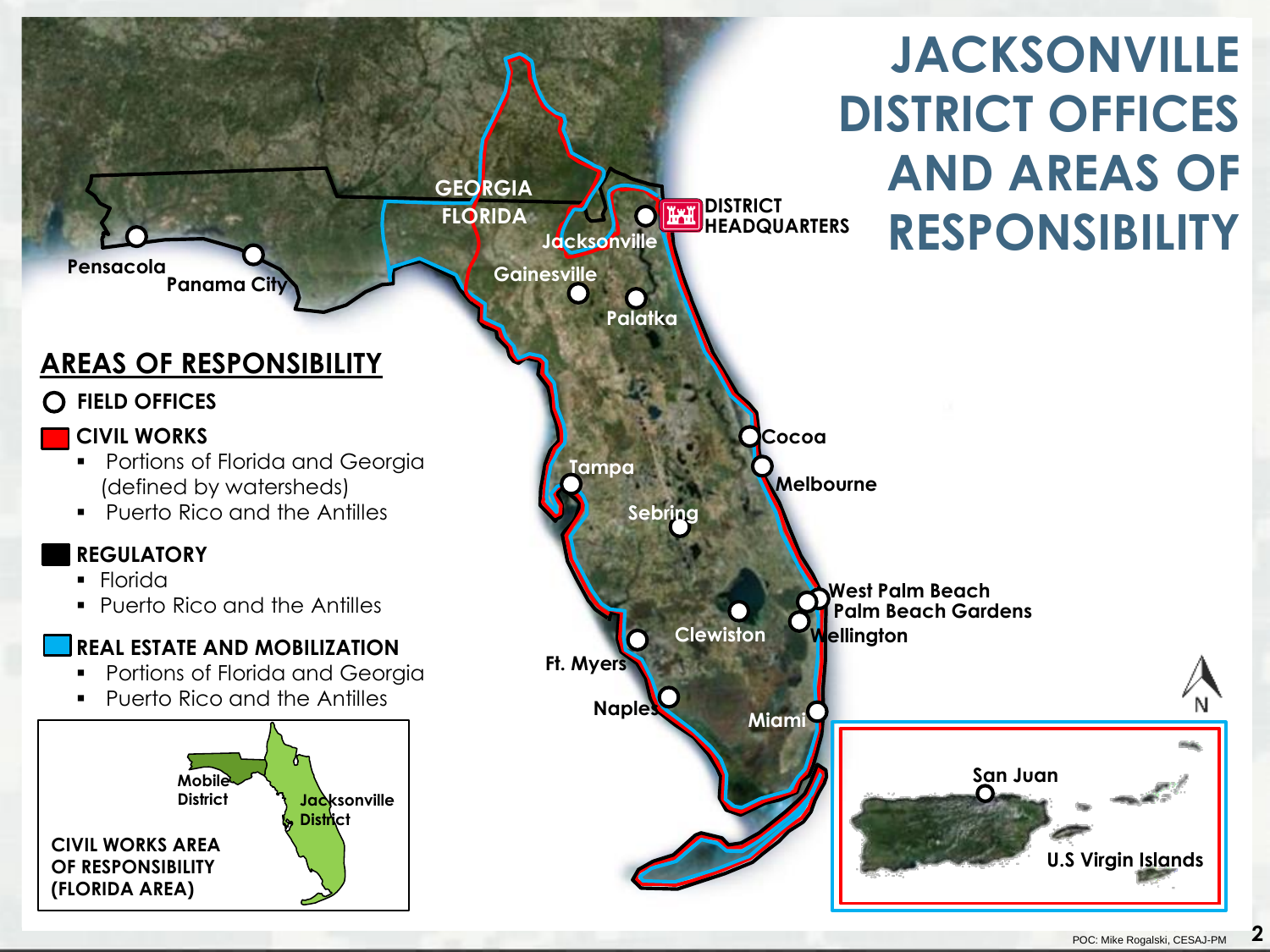# JACKSONVILLE DISTRICT OFFICES AND AREAS OF RESPONSIBILITY

## AREAS OF RESPONSIBILITY

**FIELD OFFICES**

**CIVIL WORKS**
- Portions of Florida and Georgia (defined by watersheds)
- Puerto Rico and the Antilles

**REGULATORY**
- Florida
- Puerto Rico and the Antilles

**REAL ESTATE AND MOBILIZATION**
- Portions of Florida and Georgia
- Puerto Rico and the Antilles

**CIVIL WORKS AREA OF RESPONSIBILITY (FLORIDA AREA)**

Mobile District

Jacksonville District

GEORGIA

FLORIDA

DISTRICT HEADQUARTERS

Pensacola, Panama City, Jacksonville, Gainesville, Palatka, Cocoa, Melbourne, Tampa, Sebring, West Palm Beach, Palm Beach Gardens, Wellington, Clewiston, Ft. Myers, Naples, Miami

San Juan

U.S Virgin Islands

POC: Mike Rogalski, CESAJ-PM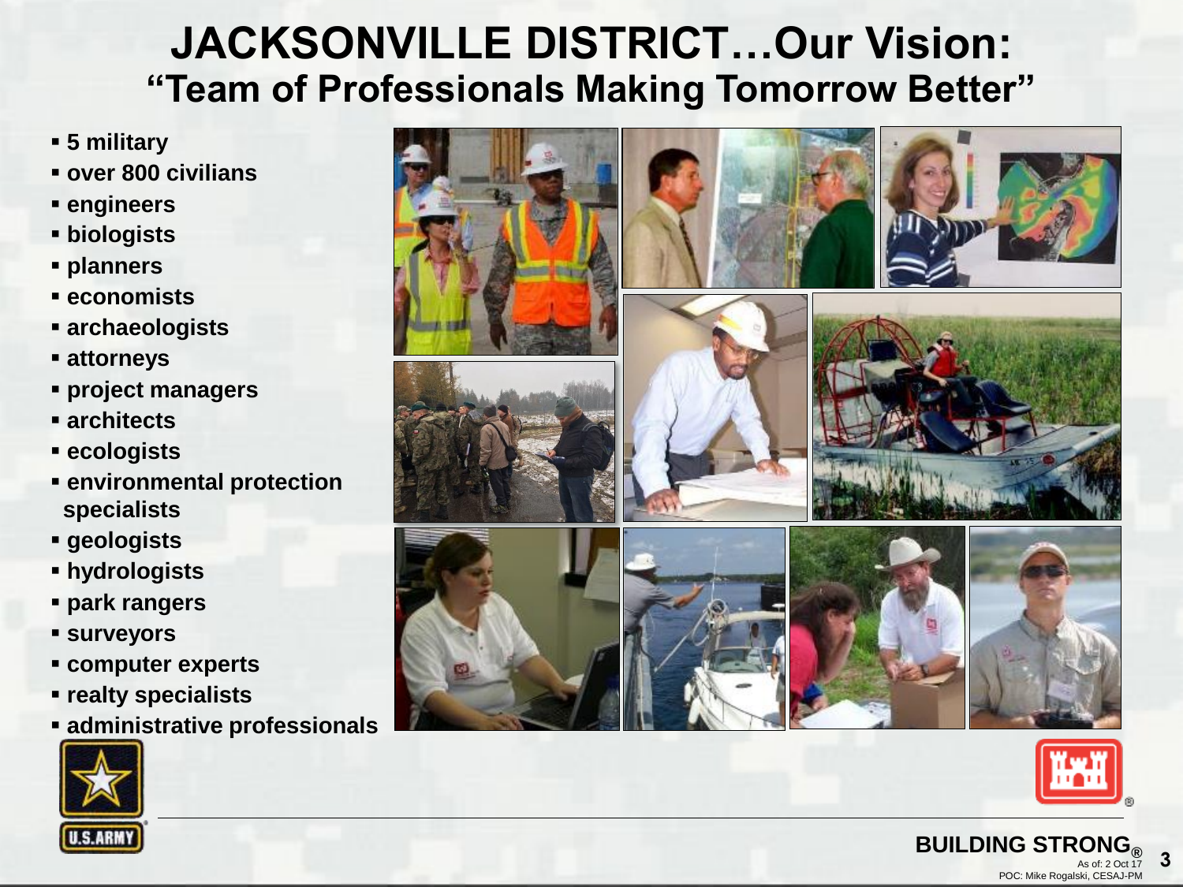# JACKSONVILLE DISTRICT…Our Vision:
## "Team of Professionals Making Tomorrow Better"

- **5 military**
- **over 800 civilians**
- **engineers**
- **biologists**
- **planners**
- **economists**
- **archaeologists**
- **attorneys**
- **project managers**
- **architects**
- **ecologists**
- **environmental protection specialists**
- **geologists**
- **hydrologists**
- **park rangers**
- **surveyors**
- **computer experts**
- **realty specialists**
- **administrative professionals**

**BUILDING STRONG®**

As of: 2 Oct 17

POC: Mike Rogalski, CESAJ-PM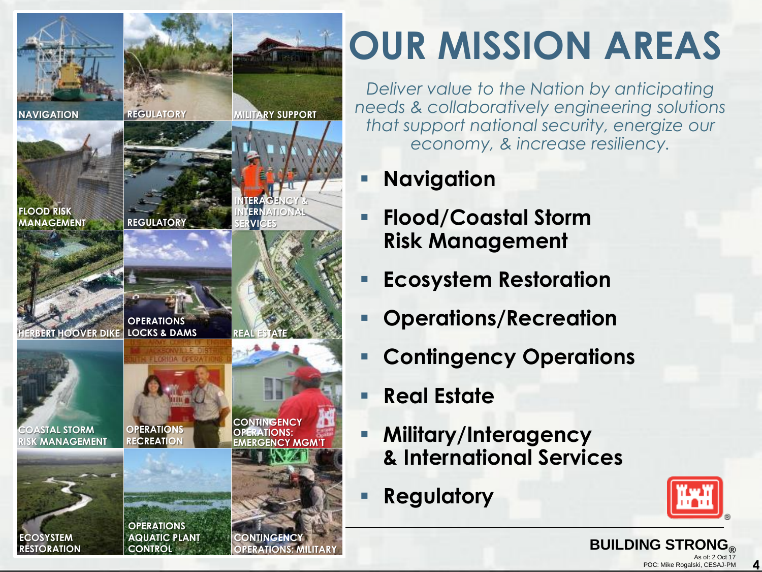# OUR MISSION AREAS

*Deliver value to the Nation by anticipating needs & collaboratively engineering solutions that support national security, energize our economy, & increase resiliency.*

- **Navigation**
- **Flood/Coastal Storm Risk Management**
- **Ecosystem Restoration**
- **Operations/Recreation**
- **Contingency Operations**
- **Real Estate**
- **Military/Interagency & International Services**
- **Regulatory**

NAVIGATION | REGULATORY | MILITARY SUPPORT | FLOOD RISK MANAGEMENT | REGULATORY | INTERAGENCY & INTERNATIONAL SERVICES | HERBERT HOOVER DIKE | OPERATIONS LOCKS & DAMS | REAL ESTATE | COASTAL STORM RISK MANAGEMENT | OPERATIONS RECREATION | CONTINGENCY OPERATIONS: EMERGENCY MGM'T | ECOSYSTEM RESTORATION | OPERATIONS AQUATIC PLANT CONTROL | CONTINGENCY OPERATIONS: MILITARY

BUILDING STRONG®

As of: 2 Oct 17

POC: Mike Rogalski, CESAJ-PM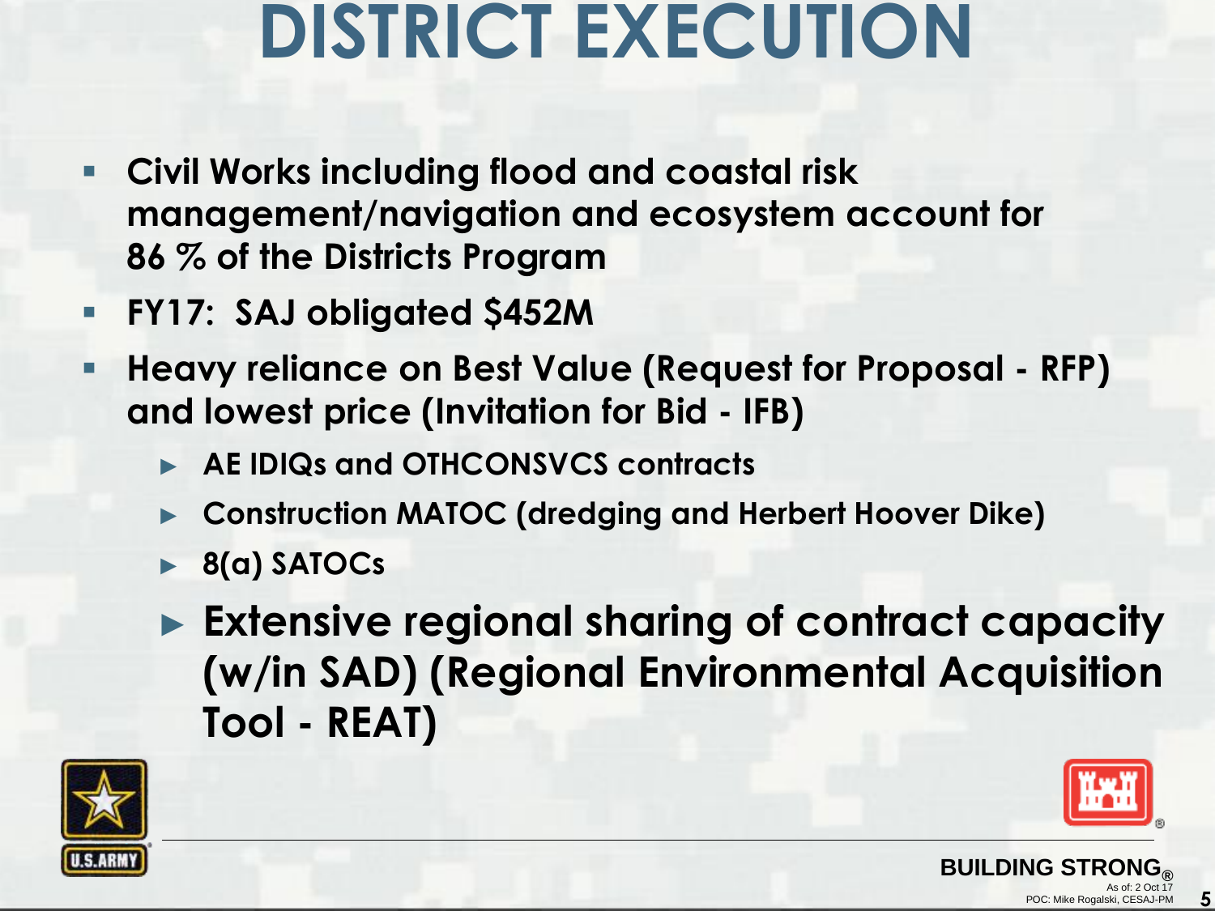# DISTRICT EXECUTION

- **Civil Works including flood and coastal risk management/navigation and ecosystem account for 86 % of the Districts Program**
- **FY17: SAJ obligated $452M**
- **Heavy reliance on Best Value (Request for Proposal - RFP) and lowest price (Invitation for Bid - IFB)**
  - **AE IDIQs and OTHCONSVCS contracts**
  - **Construction MATOC (dredging and Herbert Hoover Dike)**
  - **8(a) SATOCs**
  - **Extensive regional sharing of contract capacity (w/in SAD) (Regional Environmental Acquisition Tool - REAT)**

BUILDING STRONG®

As of: 2 Oct 17
POC: Mike Rogalski, CESAJ-PM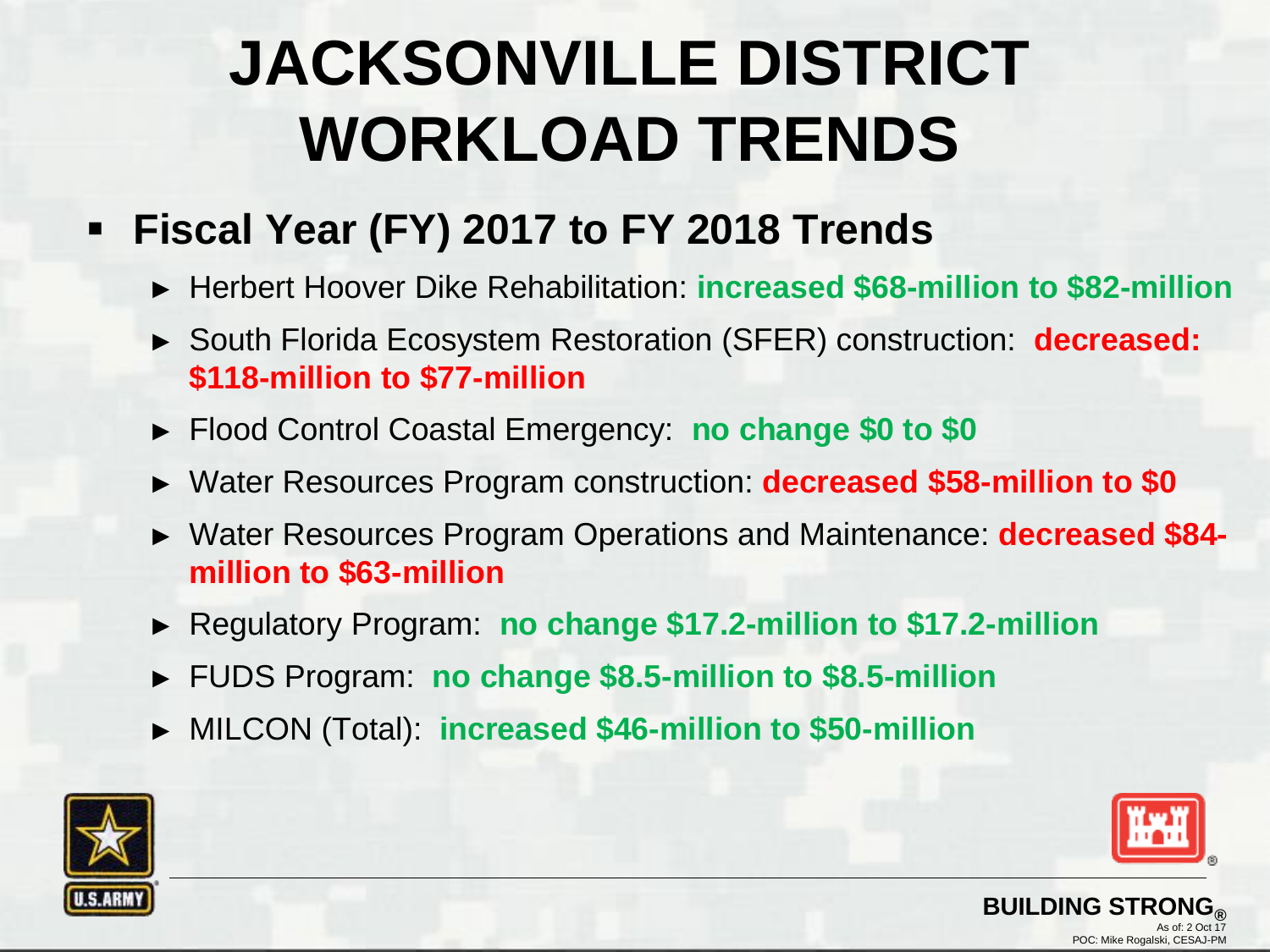# JACKSONVILLE DISTRICT WORKLOAD TRENDS

- **Fiscal Year (FY) 2017 to FY 2018 Trends**
  - Herbert Hoover Dike Rehabilitation: **increased $68-million to $82-million**
  - South Florida Ecosystem Restoration (SFER) construction: **decreased: $118-million to $77-million**
  - Flood Control Coastal Emergency: **no change $0 to $0**
  - Water Resources Program construction: **decreased $58-million to $0**
  - Water Resources Program Operations and Maintenance: **decreased $84-million to $63-million**
  - Regulatory Program: **no change $17.2-million to $17.2-million**
  - FUDS Program: **no change $8.5-million to $8.5-million**
  - MILCON (Total): **increased $46-million to $50-million**

BUILDING STRONG®

As of: 2 Oct 17

POC: Mike Rogalski, CESAJ-PM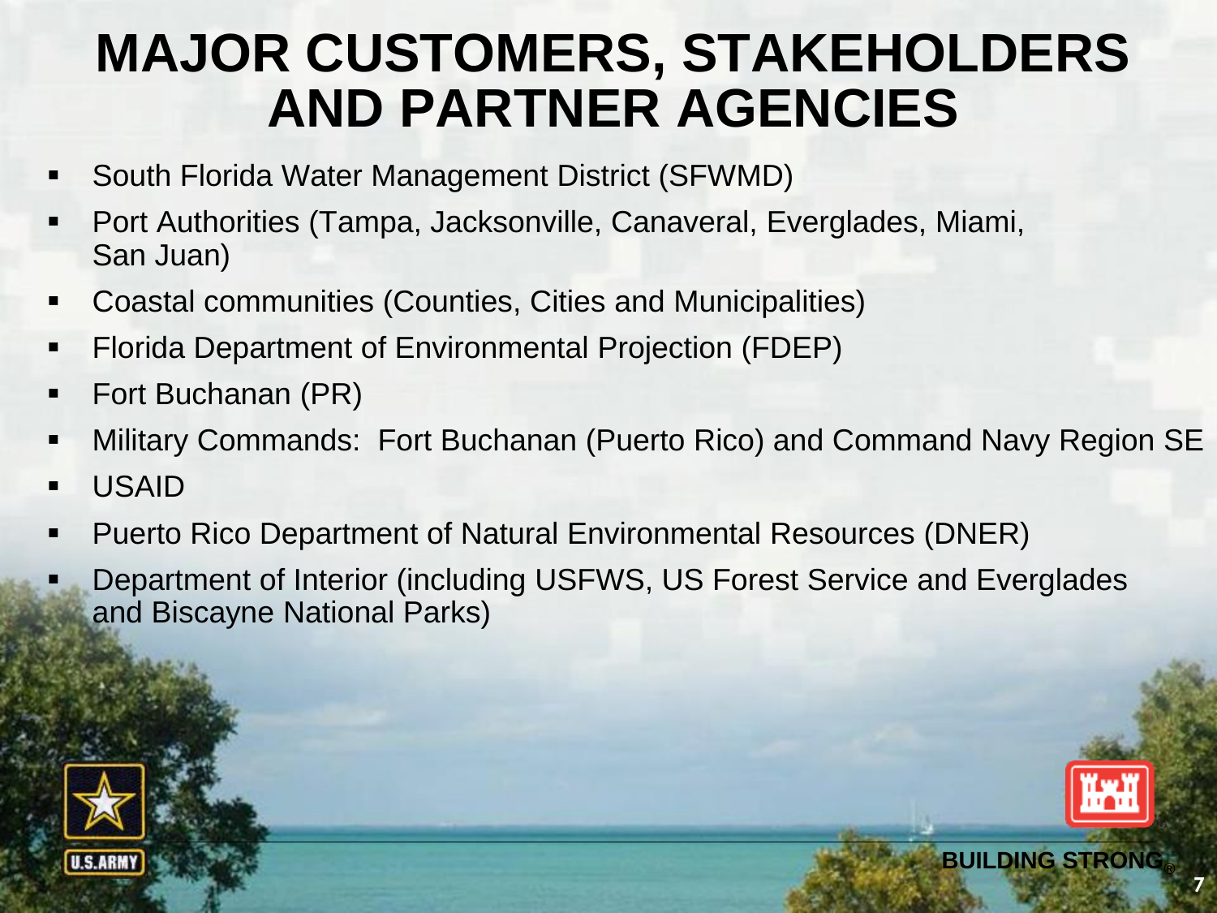# MAJOR CUSTOMERS, STAKEHOLDERS AND PARTNER AGENCIES

- South Florida Water Management District (SFWMD)
- Port Authorities (Tampa, Jacksonville, Canaveral, Everglades, Miami, San Juan)
- Coastal communities (Counties, Cities and Municipalities)
- Florida Department of Environmental Projection (FDEP)
- Fort Buchanan (PR)
- Military Commands: Fort Buchanan (Puerto Rico) and Command Navy Region SE
- USAID
- Puerto Rico Department of Natural Environmental Resources (DNER)
- Department of Interior (including USFWS, US Forest Service and Everglades and Biscayne National Parks)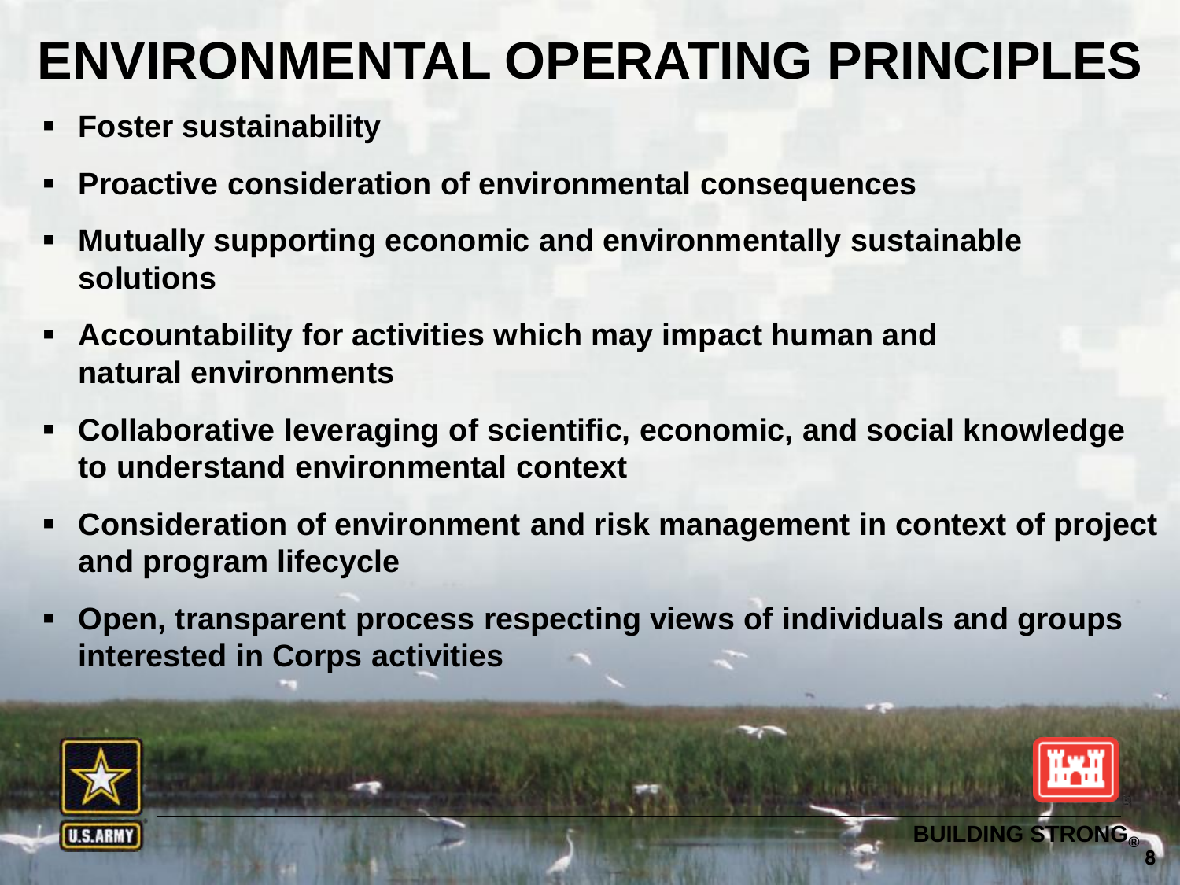# ENVIRONMENTAL OPERATING PRINCIPLES

- **Foster sustainability**
- **Proactive consideration of environmental consequences**
- **Mutually supporting economic and environmentally sustainable solutions**
- **Accountability for activities which may impact human and natural environments**
- **Collaborative leveraging of scientific, economic, and social knowledge to understand environmental context**
- **Consideration of environment and risk management in context of project and program lifecycle**
- **Open, transparent process respecting views of individuals and groups interested in Corps activities**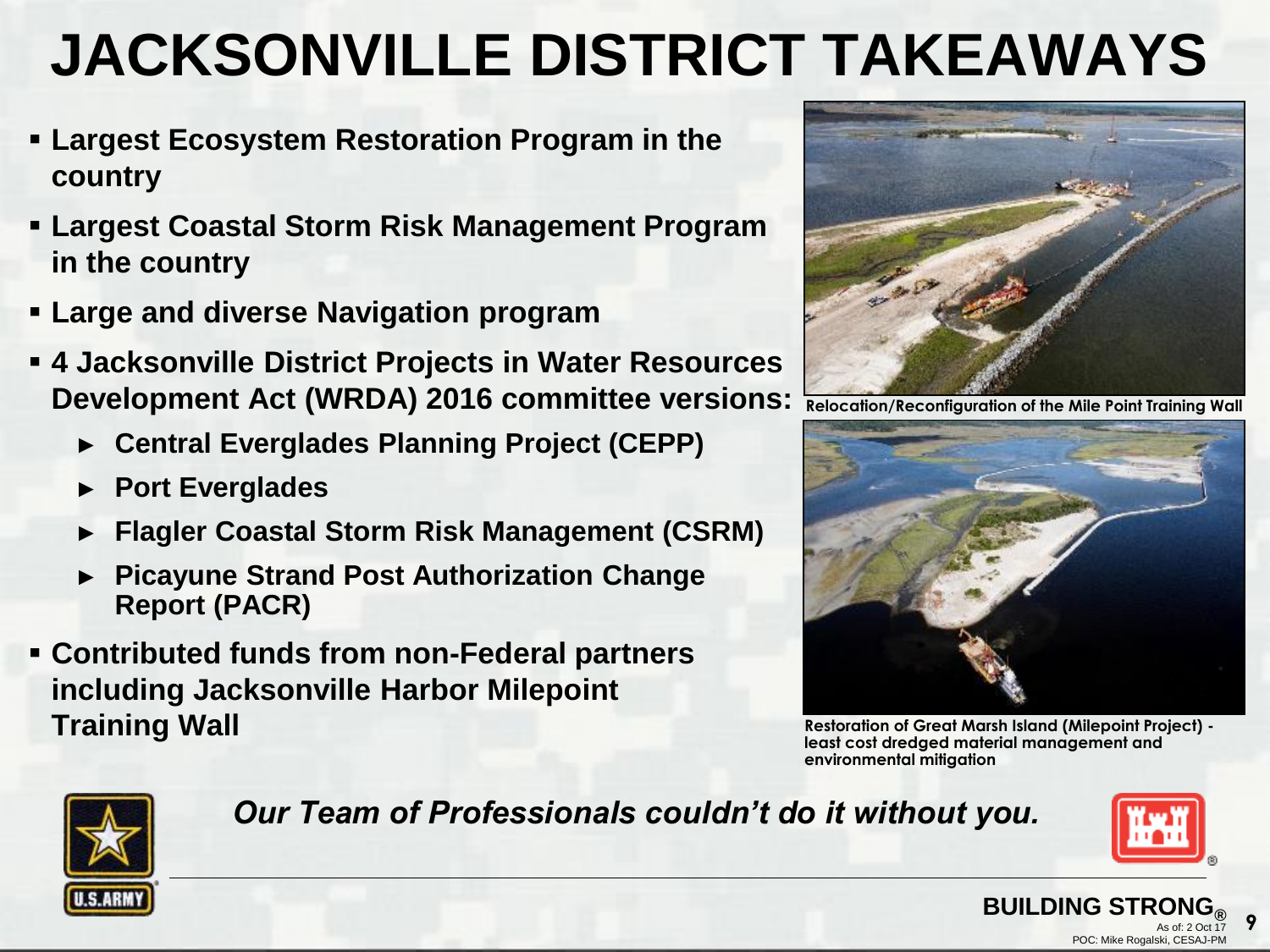# JACKSONVILLE DISTRICT TAKEAWAYS

- **Largest Ecosystem Restoration Program in the country**
- **Largest Coastal Storm Risk Management Program in the country**
- **Large and diverse Navigation program**
- **4 Jacksonville District Projects in Water Resources Development Act (WRDA) 2016 committee versions:**
  - **Central Everglades Planning Project (CEPP)**
  - **Port Everglades**
  - **Flagler Coastal Storm Risk Management (CSRM)**
  - **Picayune Strand Post Authorization Change Report (PACR)**
- **Contributed funds from non-Federal partners including Jacksonville Harbor Milepoint Training Wall**

Relocation/Reconfiguration of the Mile Point Training Wall

Restoration of Great Marsh Island (Milepoint Project) - least cost dredged material management and environmental mitigation

***Our Team of Professionals couldn't do it without you.***

**BUILDING STRONG®**

As of: 2 Oct 17
POC: Mike Rogalski, CESAJ-PM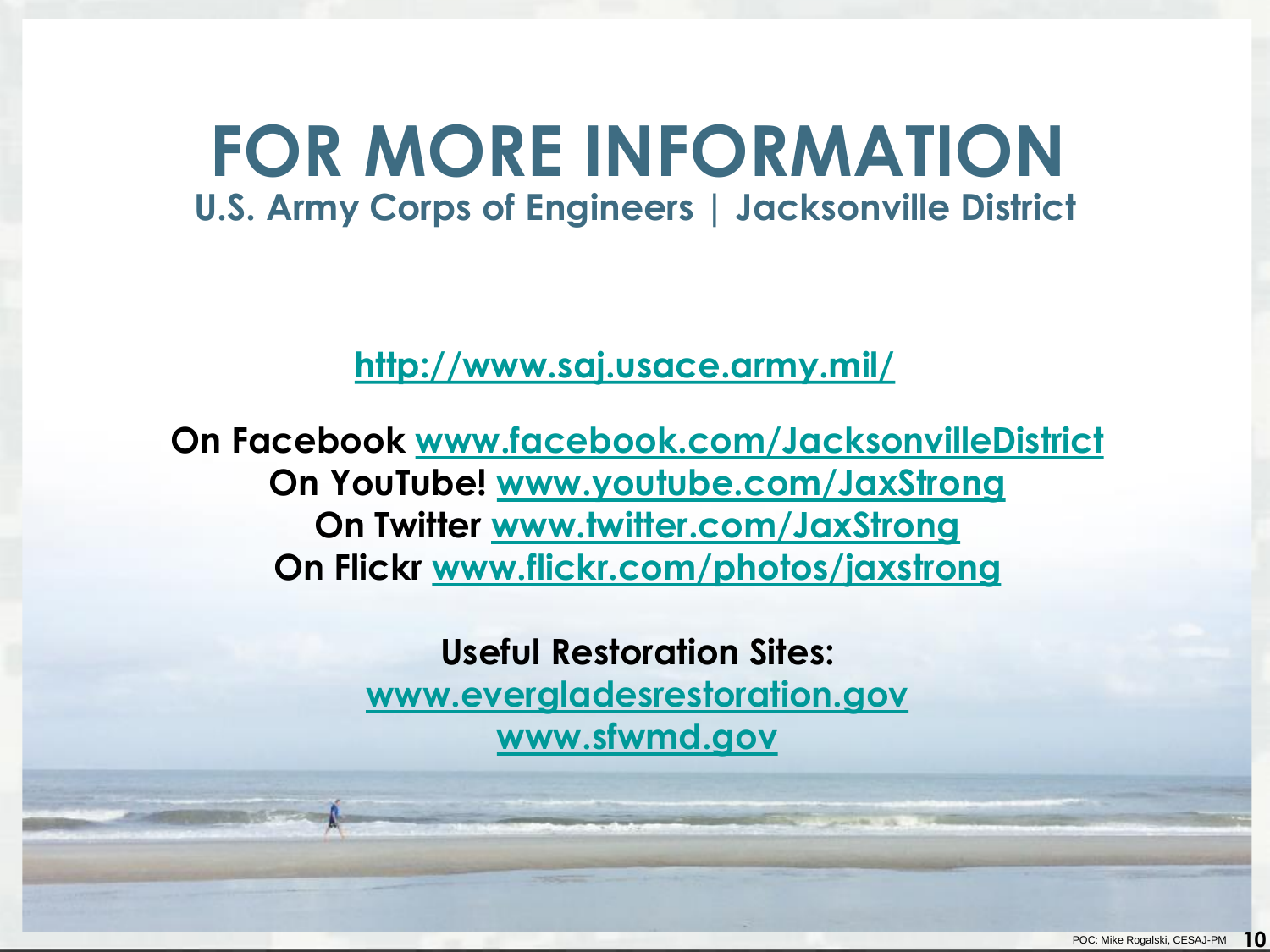# FOR MORE INFORMATION

## U.S. Army Corps of Engineers | Jacksonville District

http://www.saj.usace.army.mil/

**On Facebook** www.facebook.com/JacksonvilleDistrict
**On YouTube!** www.youtube.com/JaxStrong
**On Twitter** www.twitter.com/JaxStrong
**On Flickr** www.flickr.com/photos/jaxstrong

**Useful Restoration Sites:**
www.evergladesrestoration.gov
www.sfwmd.gov

POC: Mike Rogalski, CESAJ-PM